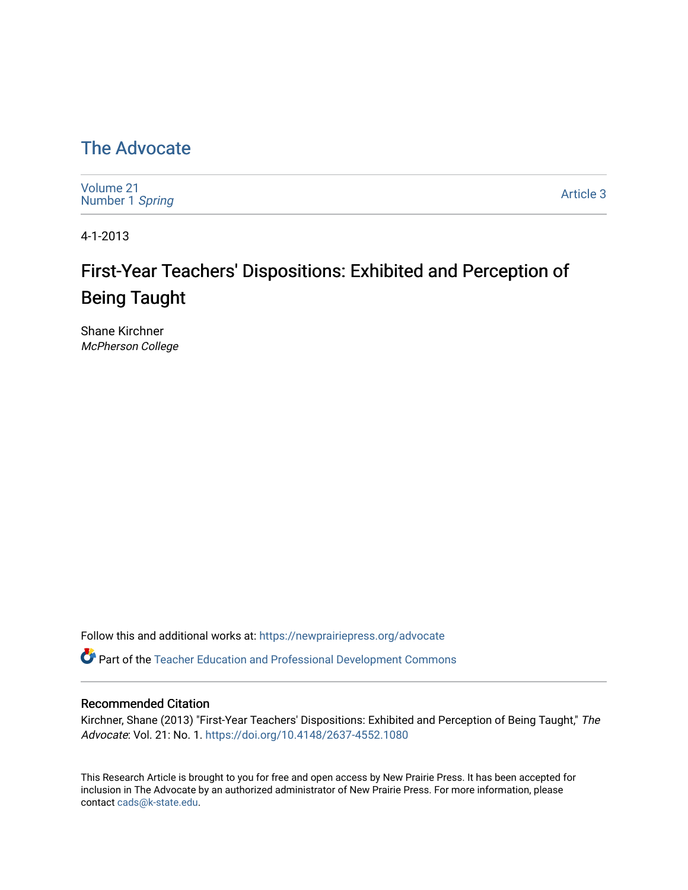# The Advocate

Volume 21
Number 1 *Spring*

Article 3

4-1-2013

## First-Year Teachers' Dispositions: Exhibited and Perception of Being Taught

Shane Kirchner
*McPherson College*

Follow this and additional works at: https://newprairiepress.org/advocate

Part of the Teacher Education and Professional Development Commons

### Recommended Citation

Kirchner, Shane (2013) "First-Year Teachers' Dispositions: Exhibited and Perception of Being Taught," *The Advocate*: Vol. 21: No. 1. https://doi.org/10.4148/2637-4552.1080

This Research Article is brought to you for free and open access by New Prairie Press. It has been accepted for inclusion in The Advocate by an authorized administrator of New Prairie Press. For more information, please contact cads@k-state.edu.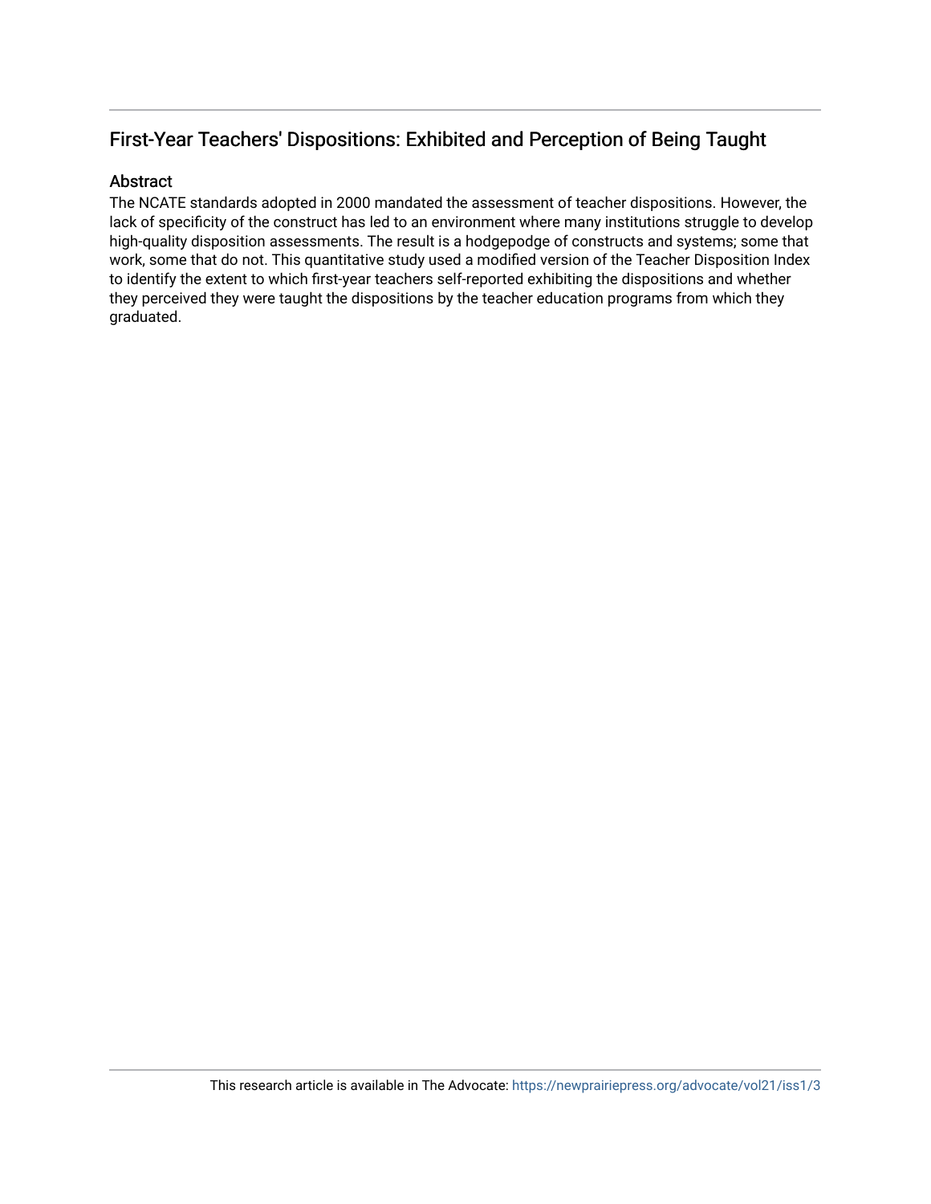## First-Year Teachers' Dispositions: Exhibited and Perception of Being Taught

### Abstract

The NCATE standards adopted in 2000 mandated the assessment of teacher dispositions. However, the lack of specificity of the construct has led to an environment where many institutions struggle to develop high-quality disposition assessments. The result is a hodgepodge of constructs and systems; some that work, some that do not. This quantitative study used a modified version of the Teacher Disposition Index to identify the extent to which first-year teachers self-reported exhibiting the dispositions and whether they perceived they were taught the dispositions by the teacher education programs from which they graduated.

This research article is available in The Advocate: https://newprairiepress.org/advocate/vol21/iss1/3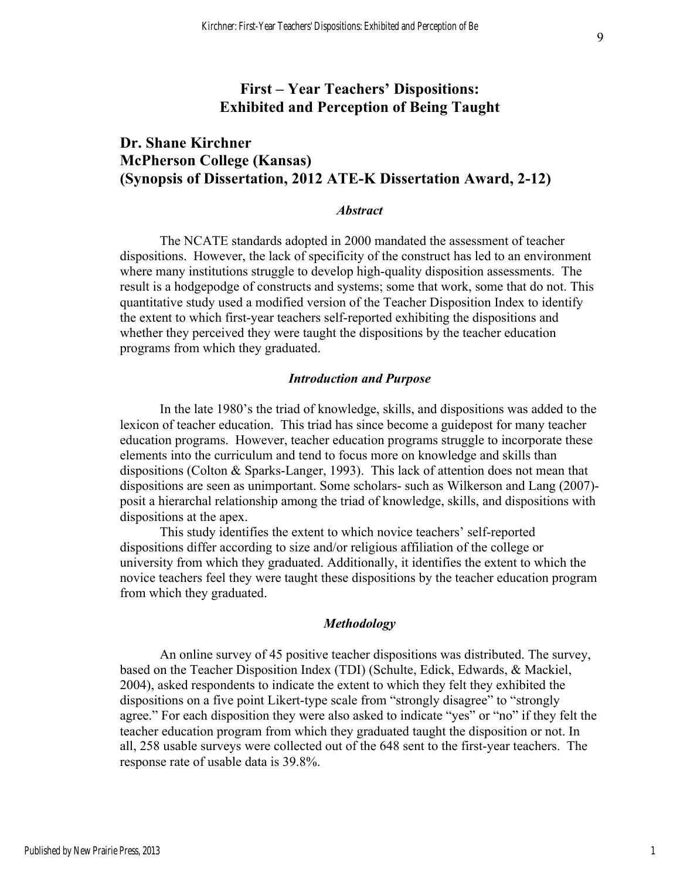# First – Year Teachers' Dispositions: Exhibited and Perception of Being Taught

## Dr. Shane Kirchner
## McPherson College (Kansas)
## (Synopsis of Dissertation, 2012 ATE-K Dissertation Award, 2-12)

### *Abstract*

The NCATE standards adopted in 2000 mandated the assessment of teacher dispositions. However, the lack of specificity of the construct has led to an environment where many institutions struggle to develop high-quality disposition assessments. The result is a hodgepodge of constructs and systems; some that work, some that do not. This quantitative study used a modified version of the Teacher Disposition Index to identify the extent to which first-year teachers self-reported exhibiting the dispositions and whether they perceived they were taught the dispositions by the teacher education programs from which they graduated.

### *Introduction and Purpose*

In the late 1980's the triad of knowledge, skills, and dispositions was added to the lexicon of teacher education. This triad has since become a guidepost for many teacher education programs. However, teacher education programs struggle to incorporate these elements into the curriculum and tend to focus more on knowledge and skills than dispositions (Colton & Sparks-Langer, 1993). This lack of attention does not mean that dispositions are seen as unimportant. Some scholars- such as Wilkerson and Lang (2007)- posit a hierarchal relationship among the triad of knowledge, skills, and dispositions with dispositions at the apex.

This study identifies the extent to which novice teachers' self-reported dispositions differ according to size and/or religious affiliation of the college or university from which they graduated. Additionally, it identifies the extent to which the novice teachers feel they were taught these dispositions by the teacher education program from which they graduated.

### *Methodology*

An online survey of 45 positive teacher dispositions was distributed. The survey, based on the Teacher Disposition Index (TDI) (Schulte, Edick, Edwards, & Mackiel, 2004), asked respondents to indicate the extent to which they felt they exhibited the dispositions on a five point Likert-type scale from "strongly disagree" to "strongly agree." For each disposition they were also asked to indicate "yes" or "no" if they felt the teacher education program from which they graduated taught the disposition or not. In all, 258 usable surveys were collected out of the 648 sent to the first-year teachers. The response rate of usable data is 39.8%.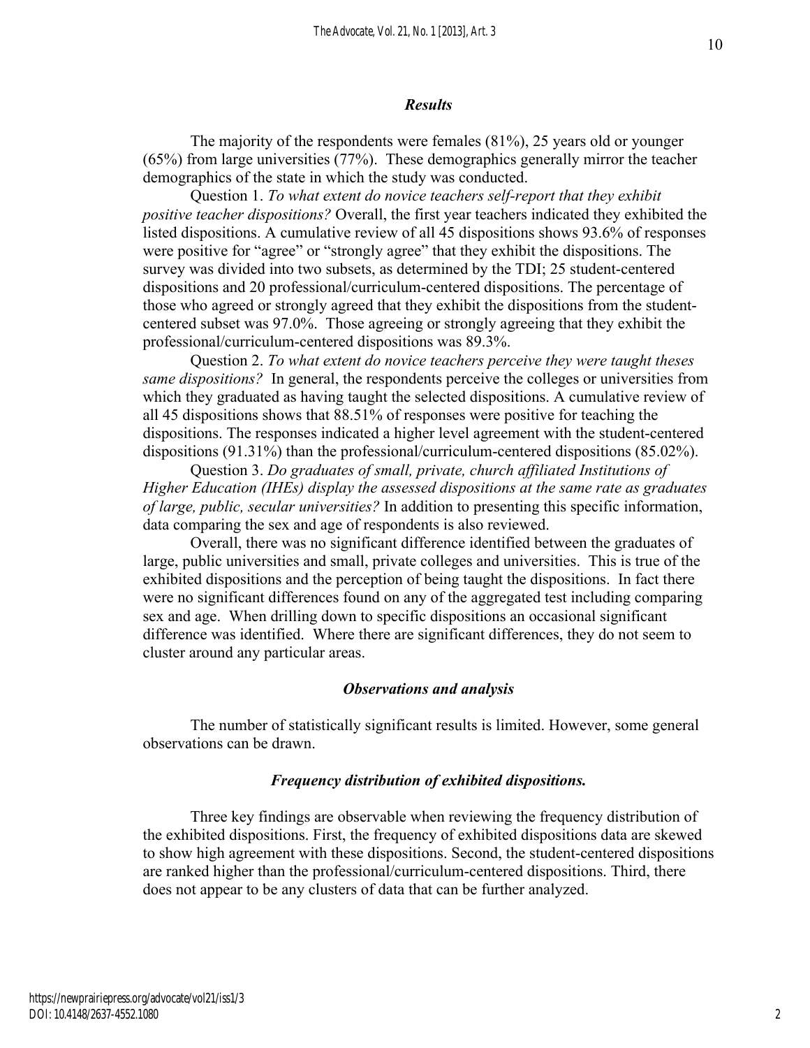## *Results*

The majority of the respondents were females (81%), 25 years old or younger (65%) from large universities (77%). These demographics generally mirror the teacher demographics of the state in which the study was conducted.

Question 1. *To what extent do novice teachers self-report that they exhibit positive teacher dispositions?* Overall, the first year teachers indicated they exhibited the listed dispositions. A cumulative review of all 45 dispositions shows 93.6% of responses were positive for "agree" or "strongly agree" that they exhibit the dispositions. The survey was divided into two subsets, as determined by the TDI; 25 student-centered dispositions and 20 professional/curriculum-centered dispositions. The percentage of those who agreed or strongly agreed that they exhibit the dispositions from the student-centered subset was 97.0%. Those agreeing or strongly agreeing that they exhibit the professional/curriculum-centered dispositions was 89.3%.

Question 2. *To what extent do novice teachers perceive they were taught theses same dispositions?* In general, the respondents perceive the colleges or universities from which they graduated as having taught the selected dispositions. A cumulative review of all 45 dispositions shows that 88.51% of responses were positive for teaching the dispositions. The responses indicated a higher level agreement with the student-centered dispositions (91.31%) than the professional/curriculum-centered dispositions (85.02%).

Question 3. *Do graduates of small, private, church affiliated Institutions of Higher Education (IHEs) display the assessed dispositions at the same rate as graduates of large, public, secular universities?* In addition to presenting this specific information, data comparing the sex and age of respondents is also reviewed.

Overall, there was no significant difference identified between the graduates of large, public universities and small, private colleges and universities. This is true of the exhibited dispositions and the perception of being taught the dispositions. In fact there were no significant differences found on any of the aggregated test including comparing sex and age. When drilling down to specific dispositions an occasional significant difference was identified. Where there are significant differences, they do not seem to cluster around any particular areas.

### *Observations and analysis*

The number of statistically significant results is limited. However, some general observations can be drawn.

#### *Frequency distribution of exhibited dispositions.*

Three key findings are observable when reviewing the frequency distribution of the exhibited dispositions. First, the frequency of exhibited dispositions data are skewed to show high agreement with these dispositions. Second, the student-centered dispositions are ranked higher than the professional/curriculum-centered dispositions. Third, there does not appear to be any clusters of data that can be further analyzed.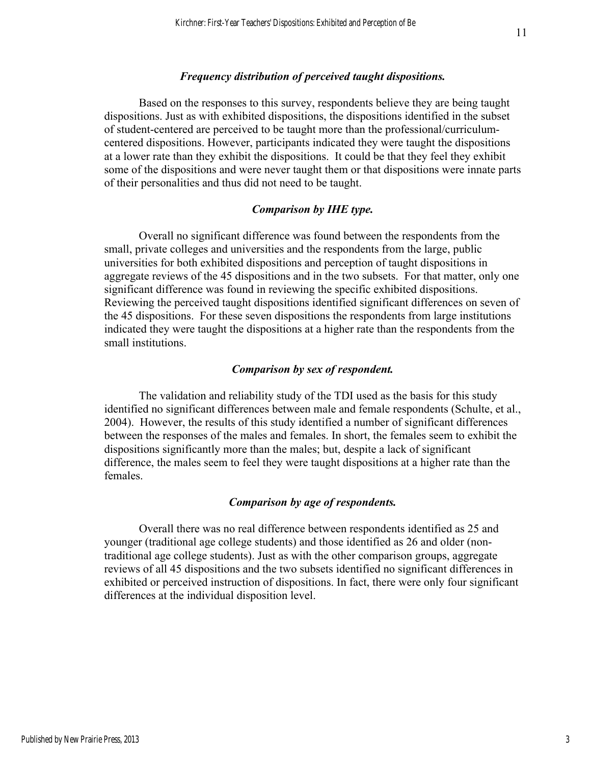#### *Frequency distribution of perceived taught dispositions.*

Based on the responses to this survey, respondents believe they are being taught dispositions. Just as with exhibited dispositions, the dispositions identified in the subset of student-centered are perceived to be taught more than the professional/curriculum-centered dispositions. However, participants indicated they were taught the dispositions at a lower rate than they exhibit the dispositions. It could be that they feel they exhibit some of the dispositions and were never taught them or that dispositions were innate parts of their personalities and thus did not need to be taught.

#### *Comparison by IHE type.*

Overall no significant difference was found between the respondents from the small, private colleges and universities and the respondents from the large, public universities for both exhibited dispositions and perception of taught dispositions in aggregate reviews of the 45 dispositions and in the two subsets. For that matter, only one significant difference was found in reviewing the specific exhibited dispositions. Reviewing the perceived taught dispositions identified significant differences on seven of the 45 dispositions. For these seven dispositions the respondents from large institutions indicated they were taught the dispositions at a higher rate than the respondents from the small institutions.

#### *Comparison by sex of respondent.*

The validation and reliability study of the TDI used as the basis for this study identified no significant differences between male and female respondents (Schulte, et al., 2004). However, the results of this study identified a number of significant differences between the responses of the males and females. In short, the females seem to exhibit the dispositions significantly more than the males; but, despite a lack of significant difference, the males seem to feel they were taught dispositions at a higher rate than the females.

#### *Comparison by age of respondents.*

Overall there was no real difference between respondents identified as 25 and younger (traditional age college students) and those identified as 26 and older (non-traditional age college students). Just as with the other comparison groups, aggregate reviews of all 45 dispositions and the two subsets identified no significant differences in exhibited or perceived instruction of dispositions. In fact, there were only four significant differences at the individual disposition level.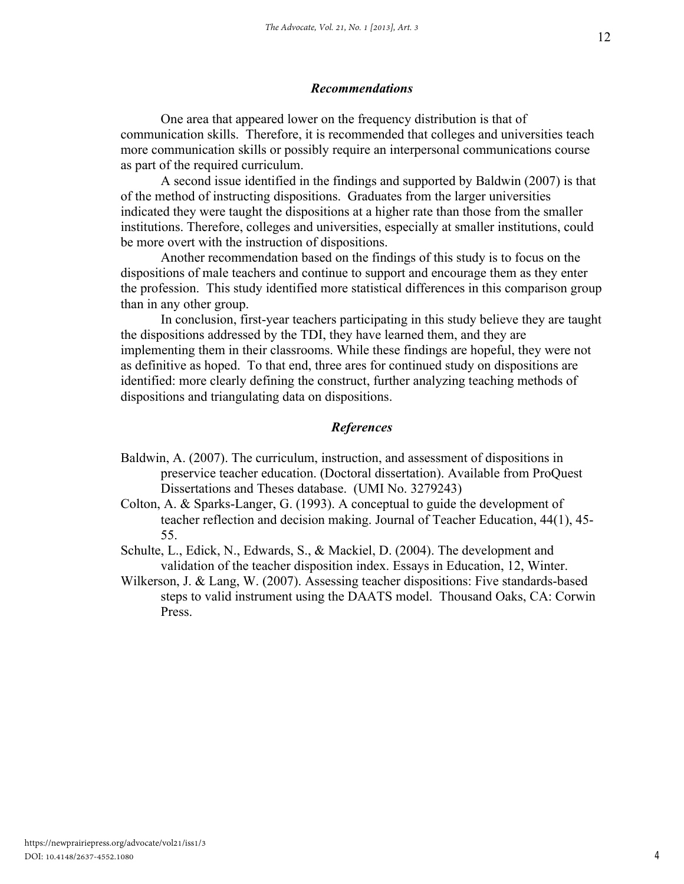## *Recommendations*

One area that appeared lower on the frequency distribution is that of communication skills. Therefore, it is recommended that colleges and universities teach more communication skills or possibly require an interpersonal communications course as part of the required curriculum.

A second issue identified in the findings and supported by Baldwin (2007) is that of the method of instructing dispositions. Graduates from the larger universities indicated they were taught the dispositions at a higher rate than those from the smaller institutions. Therefore, colleges and universities, especially at smaller institutions, could be more overt with the instruction of dispositions.

Another recommendation based on the findings of this study is to focus on the dispositions of male teachers and continue to support and encourage them as they enter the profession. This study identified more statistical differences in this comparison group than in any other group.

In conclusion, first-year teachers participating in this study believe they are taught the dispositions addressed by the TDI, they have learned them, and they are implementing them in their classrooms. While these findings are hopeful, they were not as definitive as hoped. To that end, three ares for continued study on dispositions are identified: more clearly defining the construct, further analyzing teaching methods of dispositions and triangulating data on dispositions.

## *References*

Baldwin, A. (2007). The curriculum, instruction, and assessment of dispositions in preservice teacher education. (Doctoral dissertation). Available from ProQuest Dissertations and Theses database. (UMI No. 3279243)

Colton, A. & Sparks-Langer, G. (1993). A conceptual to guide the development of teacher reflection and decision making. Journal of Teacher Education, 44(1), 45-55.

Schulte, L., Edick, N., Edwards, S., & Mackiel, D. (2004). The development and validation of the teacher disposition index. Essays in Education, 12, Winter.

Wilkerson, J. & Lang, W. (2007). Assessing teacher dispositions: Five standards-based steps to valid instrument using the DAATS model. Thousand Oaks, CA: Corwin Press.